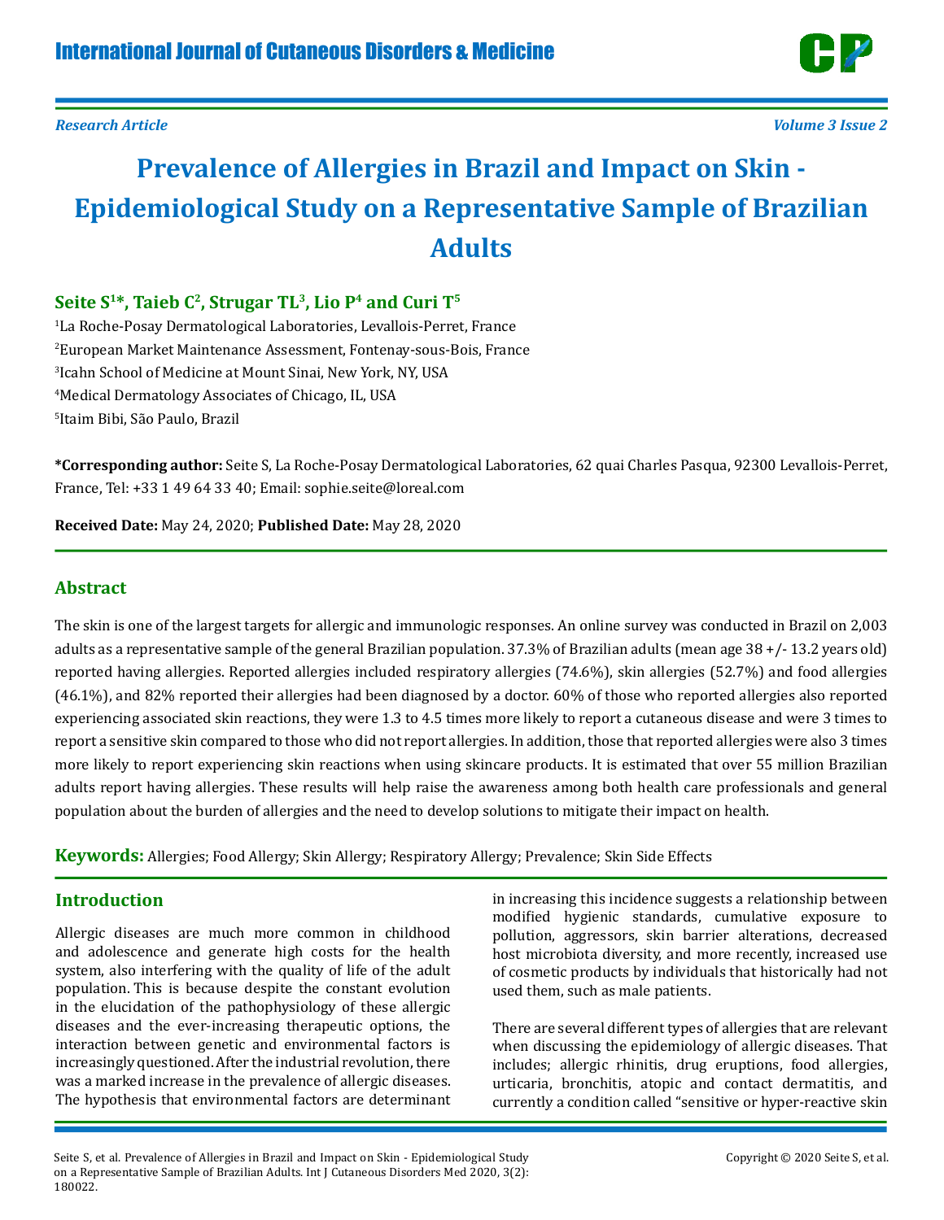Research Article

# Prevalence of Allergies in Brazil and Impact on Skin - Epidemiological Study on a Representative Sample of Brazilian Adults

**Seite S[1]*, Taieb C[2], Strugar TL[3], Lio P[4] and Curi T[5]**

[1]La Roche-Posay Dermatological Laboratories, Levallois-Perret, France

[2]European Market Maintenance Assessment, Fontenay-sous-Bois, France

[3]Icahn School of Medicine at Mount Sinai, New York, NY, USA

[4]Medical Dermatology Associates of Chicago, IL, USA

[5]Itaim Bibi, São Paulo, Brazil

**\*Corresponding author:** Seite S, La Roche-Posay Dermatological Laboratories, 62 quai Charles Pasqua, 92300 Levallois-Perret, France, Tel: +33 1 49 64 33 40; Email: sophie.seite@loreal.com

**Received Date:** May 24, 2020; **Published Date:** May 28, 2020

## Abstract

The skin is one of the largest targets for allergic and immunologic responses. An online survey was conducted in Brazil on 2,003 adults as a representative sample of the general Brazilian population. 37.3% of Brazilian adults (mean age 38 +/- 13.2 years old) reported having allergies. Reported allergies included respiratory allergies (74.6%), skin allergies (52.7%) and food allergies (46.1%), and 82% reported their allergies had been diagnosed by a doctor. 60% of those who reported allergies also reported experiencing associated skin reactions, they were 1.3 to 4.5 times more likely to report a cutaneous disease and were 3 times to report a sensitive skin compared to those who did not report allergies. In addition, those that reported allergies were also 3 times more likely to report experiencing skin reactions when using skincare products. It is estimated that over 55 million Brazilian adults report having allergies. These results will help raise the awareness among both health care professionals and general population about the burden of allergies and the need to develop solutions to mitigate their impact on health.

**Keywords:** Allergies; Food Allergy; Skin Allergy; Respiratory Allergy; Prevalence; Skin Side Effects

## Introduction

Allergic diseases are much more common in childhood and adolescence and generate high costs for the health system, also interfering with the quality of life of the adult population. This is because despite the constant evolution in the elucidation of the pathophysiology of these allergic diseases and the ever-increasing therapeutic options, the interaction between genetic and environmental factors is increasingly questioned. After the industrial revolution, there was a marked increase in the prevalence of allergic diseases. The hypothesis that environmental factors are determinant in increasing this incidence suggests a relationship between modified hygienic standards, cumulative exposure to pollution, aggressors, skin barrier alterations, decreased host microbiota diversity, and more recently, increased use of cosmetic products by individuals that historically had not used them, such as male patients.

There are several different types of allergies that are relevant when discussing the epidemiology of allergic diseases. That includes; allergic rhinitis, drug eruptions, food allergies, urticaria, bronchitis, atopic and contact dermatitis, and currently a condition called "sensitive or hyper-reactive skin

Seite S, et al. Prevalence of Allergies in Brazil and Impact on Skin - Epidemiological Study on a Representative Sample of Brazilian Adults. Int J Cutaneous Disorders Med 2020, 3(2): 180022.

Copyright © 2020 Seite S, et al.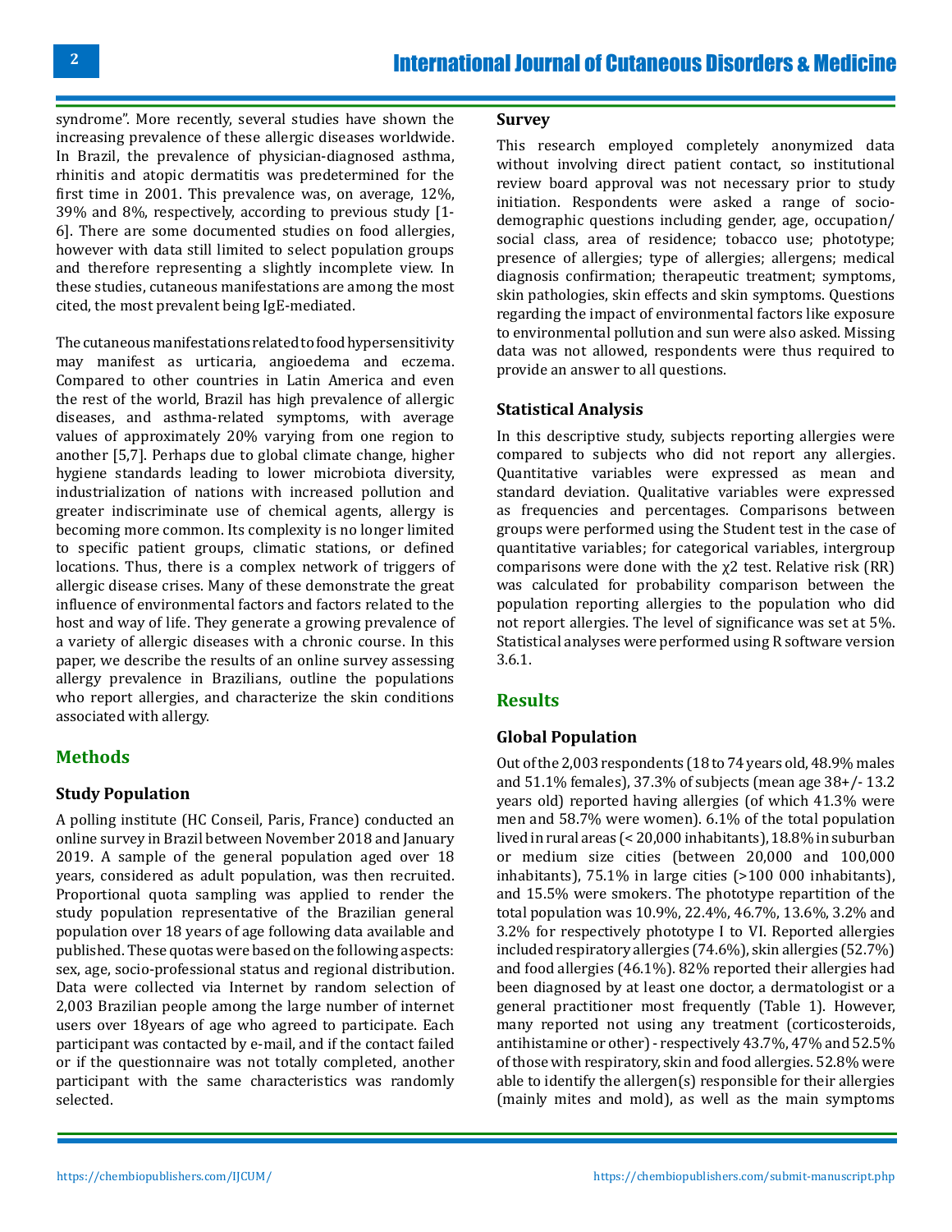syndrome". More recently, several studies have shown the increasing prevalence of these allergic diseases worldwide. In Brazil, the prevalence of physician-diagnosed asthma, rhinitis and atopic dermatitis was predetermined for the first time in 2001. This prevalence was, on average, 12%, 39% and 8%, respectively, according to previous study [1-6]. There are some documented studies on food allergies, however with data still limited to select population groups and therefore representing a slightly incomplete view. In these studies, cutaneous manifestations are among the most cited, the most prevalent being IgE-mediated.

The cutaneous manifestations related to food hypersensitivity may manifest as urticaria, angioedema and eczema. Compared to other countries in Latin America and even the rest of the world, Brazil has high prevalence of allergic diseases, and asthma-related symptoms, with average values of approximately 20% varying from one region to another [5,7]. Perhaps due to global climate change, higher hygiene standards leading to lower microbiota diversity, industrialization of nations with increased pollution and greater indiscriminate use of chemical agents, allergy is becoming more common. Its complexity is no longer limited to specific patient groups, climatic stations, or defined locations. Thus, there is a complex network of triggers of allergic disease crises. Many of these demonstrate the great influence of environmental factors and factors related to the host and way of life. They generate a growing prevalence of a variety of allergic diseases with a chronic course. In this paper, we describe the results of an online survey assessing allergy prevalence in Brazilians, outline the populations who report allergies, and characterize the skin conditions associated with allergy.

## Methods

### Study Population

A polling institute (HC Conseil, Paris, France) conducted an online survey in Brazil between November 2018 and January 2019. A sample of the general population aged over 18 years, considered as adult population, was then recruited. Proportional quota sampling was applied to render the study population representative of the Brazilian general population over 18 years of age following data available and published. These quotas were based on the following aspects: sex, age, socio-professional status and regional distribution. Data were collected via Internet by random selection of 2,003 Brazilian people among the large number of internet users over 18years of age who agreed to participate. Each participant was contacted by e-mail, and if the contact failed or if the questionnaire was not totally completed, another participant with the same characteristics was randomly selected.

### Survey

This research employed completely anonymized data without involving direct patient contact, so institutional review board approval was not necessary prior to study initiation. Respondents were asked a range of socio-demographic questions including gender, age, occupation/social class, area of residence; tobacco use; phototype; presence of allergies; type of allergies; allergens; medical diagnosis confirmation; therapeutic treatment; symptoms, skin pathologies, skin effects and skin symptoms. Questions regarding the impact of environmental factors like exposure to environmental pollution and sun were also asked. Missing data was not allowed, respondents were thus required to provide an answer to all questions.

### Statistical Analysis

In this descriptive study, subjects reporting allergies were compared to subjects who did not report any allergies. Quantitative variables were expressed as mean and standard deviation. Qualitative variables were expressed as frequencies and percentages. Comparisons between groups were performed using the Student test in the case of quantitative variables; for categorical variables, intergroup comparisons were done with the $\chi 2$ test. Relative risk (RR) was calculated for probability comparison between the population reporting allergies to the population who did not report allergies. The level of significance was set at 5%. Statistical analyses were performed using R software version 3.6.1.

## Results

### Global Population

Out of the 2,003 respondents (18 to 74 years old, 48.9% males and 51.1% females), 37.3% of subjects (mean age 38+/- 13.2 years old) reported having allergies (of which 41.3% were men and 58.7% were women). 6.1% of the total population lived in rural areas (< 20,000 inhabitants), 18.8% in suburban or medium size cities (between 20,000 and 100,000 inhabitants), 75.1% in large cities (>100 000 inhabitants), and 15.5% were smokers. The phototype repartition of the total population was 10.9%, 22.4%, 46.7%, 13.6%, 3.2% and 3.2% for respectively phototype I to VI. Reported allergies included respiratory allergies (74.6%), skin allergies (52.7%) and food allergies (46.1%). 82% reported their allergies had been diagnosed by at least one doctor, a dermatologist or a general practitioner most frequently (Table 1). However, many reported not using any treatment (corticosteroids, antihistamine or other) - respectively 43.7%, 47% and 52.5% of those with respiratory, skin and food allergies. 52.8% were able to identify the allergen(s) responsible for their allergies (mainly mites and mold), as well as the main symptoms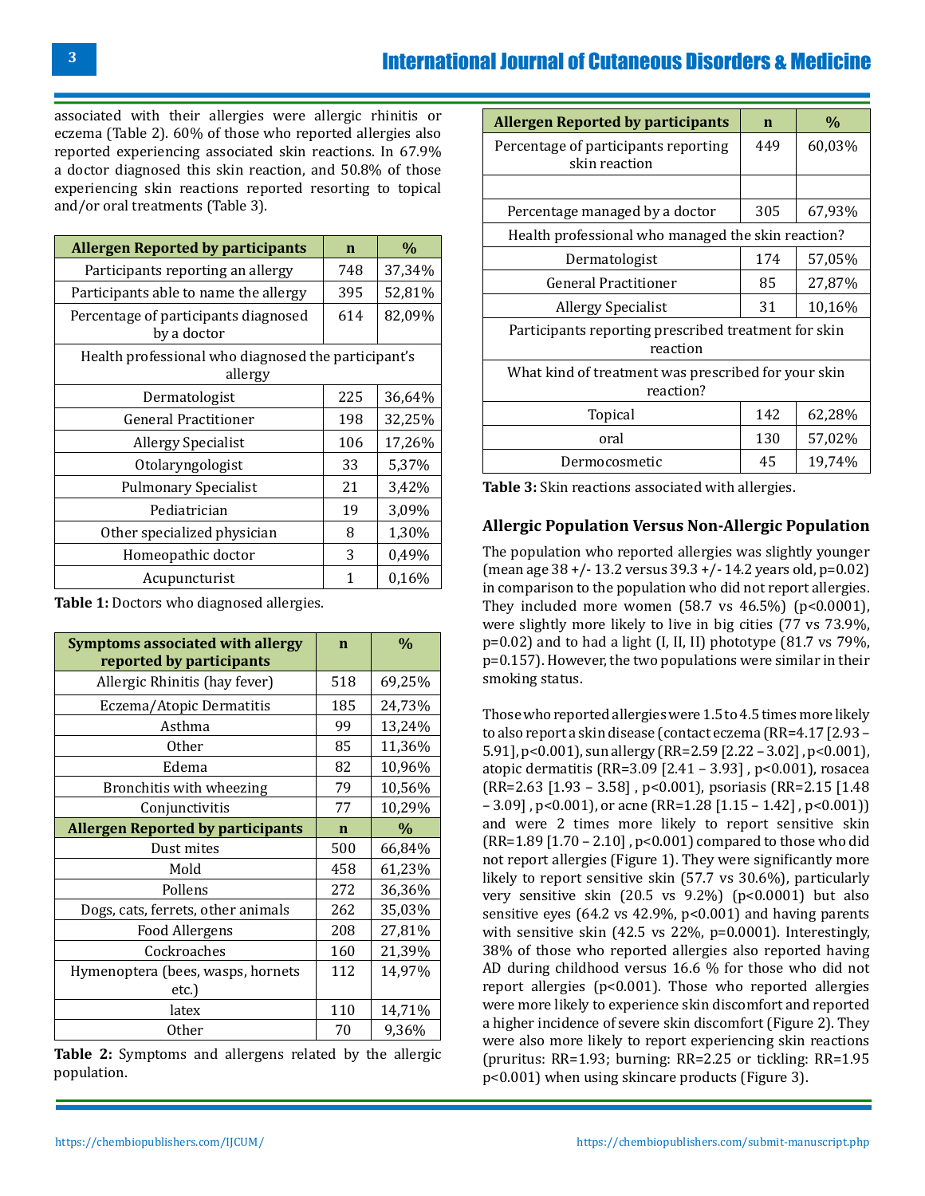associated with their allergies were allergic rhinitis or eczema (Table 2). 60% of those who reported allergies also reported experiencing associated skin reactions. In 67.9% a doctor diagnosed this skin reaction, and 50.8% of those experiencing skin reactions reported resorting to topical and/or oral treatments (Table 3).

| Allergen Reported by participants | n | % |
|---|---|---|
| Participants reporting an allergy | 748 | 37,34% |
| Participants able to name the allergy | 395 | 52,81% |
| Percentage of participants diagnosed by a doctor | 614 | 82,09% |
| Health professional who diagnosed the participant's allergy | | |
| Dermatologist | 225 | 36,64% |
| General Practitioner | 198 | 32,25% |
| Allergy Specialist | 106 | 17,26% |
| Otolaryngologist | 33 | 5,37% |
| Pulmonary Specialist | 21 | 3,42% |
| Pediatrician | 19 | 3,09% |
| Other specialized physician | 8 | 1,30% |
| Homeopathic doctor | 3 | 0,49% |
| Acupuncturist | 1 | 0,16% |

**Table 1:** Doctors who diagnosed allergies.

| Symptoms associated with allergy reported by participants | n | % |
|---|---|---|
| Allergic Rhinitis (hay fever) | 518 | 69,25% |
| Eczema/Atopic Dermatitis | 185 | 24,73% |
| Asthma | 99 | 13,24% |
| Other | 85 | 11,36% |
| Edema | 82 | 10,96% |
| Bronchitis with wheezing | 79 | 10,56% |
| Conjunctivitis | 77 | 10,29% |
| **Allergen Reported by participants** | **n** | **%** |
| Dust mites | 500 | 66,84% |
| Mold | 458 | 61,23% |
| Pollens | 272 | 36,36% |
| Dogs, cats, ferrets, other animals | 262 | 35,03% |
| Food Allergens | 208 | 27,81% |
| Cockroaches | 160 | 21,39% |
| Hymenoptera (bees, wasps, hornets etc.) | 112 | 14,97% |
| latex | 110 | 14,71% |
| Other | 70 | 9,36% |

**Table 2:** Symptoms and allergens related by the allergic population.

| Allergen Reported by participants | n | % |
|---|---|---|
| Percentage of participants reporting skin reaction | 449 | 60,03% |
| | | |
| Percentage managed by a doctor | 305 | 67,93% |
| Health professional who managed the skin reaction? | | |
| Dermatologist | 174 | 57,05% |
| General Practitioner | 85 | 27,87% |
| Allergy Specialist | 31 | 10,16% |
| Participants reporting prescribed treatment for skin reaction | | |
| What kind of treatment was prescribed for your skin reaction? | | |
| Topical | 142 | 62,28% |
| oral | 130 | 57,02% |
| Dermocosmetic | 45 | 19,74% |

**Table 3:** Skin reactions associated with allergies.

### Allergic Population Versus Non-Allergic Population

The population who reported allergies was slightly younger (mean age 38 +/- 13.2 versus 39.3 +/- 14.2 years old, p=0.02) in comparison to the population who did not report allergies. They included more women (58.7 vs 46.5%) (p<0.0001), were slightly more likely to live in big cities (77 vs 73.9%, p=0.02) and to had a light (I, II, II) phototype (81.7 vs 79%, p=0.157). However, the two populations were similar in their smoking status.

Those who reported allergies were 1.5 to 4.5 times more likely to also report a skin disease (contact eczema (RR=4.17 [2.93 – 5.91], p<0.001), sun allergy (RR=2.59 [2.22 – 3.02] , p<0.001), atopic dermatitis (RR=3.09 [2.41 – 3.93] , p<0.001), rosacea (RR=2.63 [1.93 – 3.58] , p<0.001), psoriasis (RR=2.15 [1.48 – 3.09] , p<0.001), or acne (RR=1.28 [1.15 – 1.42] , p<0.001)) and were 2 times more likely to report sensitive skin (RR=1.89 [1.70 – 2.10] , p<0.001) compared to those who did not report allergies (Figure 1). They were significantly more likely to report sensitive skin (57.7 vs 30.6%), particularly very sensitive skin (20.5 vs 9.2%) (p<0.0001) but also sensitive eyes (64.2 vs 42.9%, p<0.001) and having parents with sensitive skin (42.5 vs 22%, p=0.0001). Interestingly, 38% of those who reported allergies also reported having AD during childhood versus 16.6 % for those who did not report allergies (p<0.001). Those who reported allergies were more likely to experience skin discomfort and reported a higher incidence of severe skin discomfort (Figure 2). They were also more likely to report experiencing skin reactions (pruritus: RR=1.93; burning: RR=2.25 or tickling: RR=1.95 p<0.001) when using skincare products (Figure 3).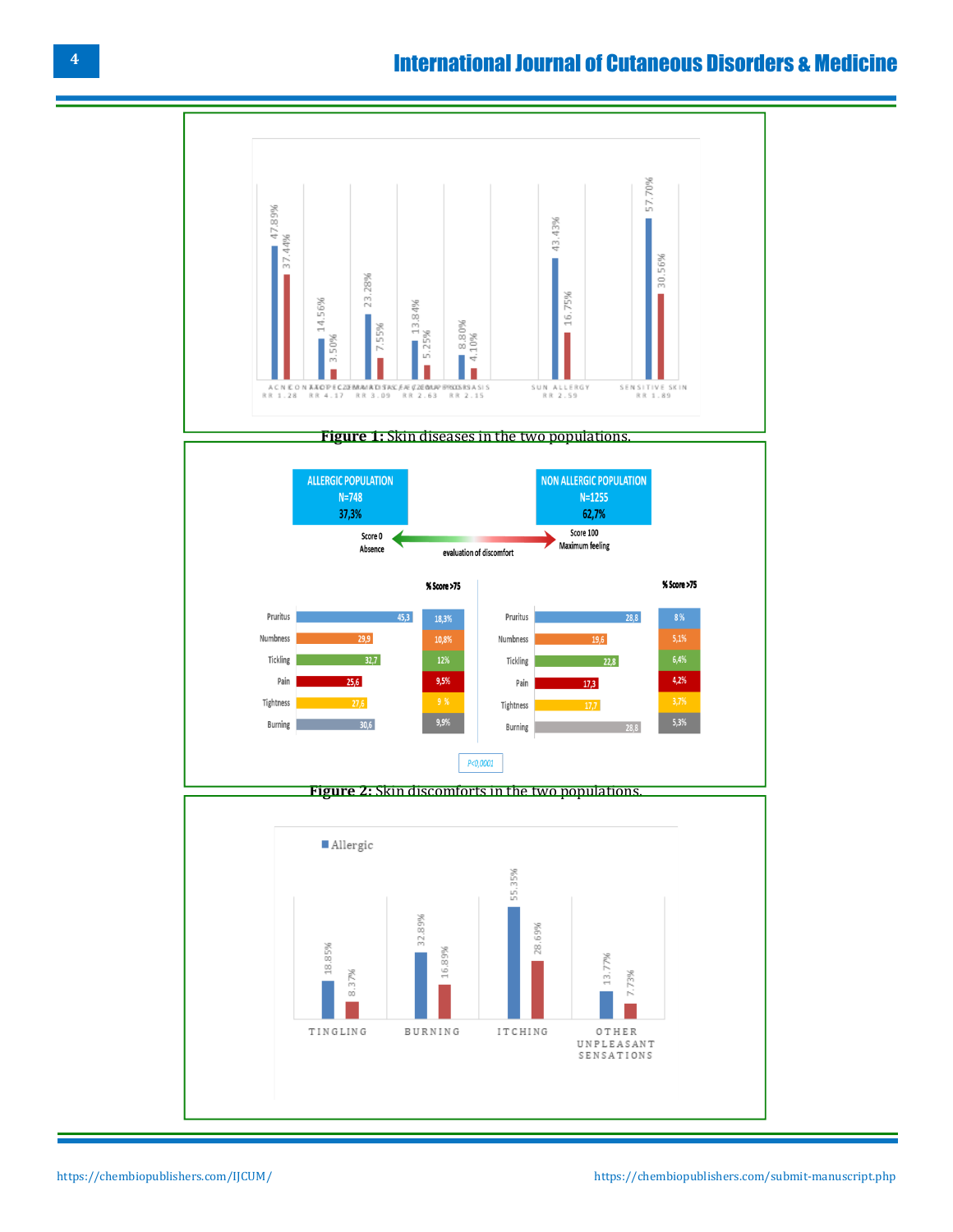Figure 1: Skin diseases in the two populations.

Figure 2: Skin discomforts in the two populations.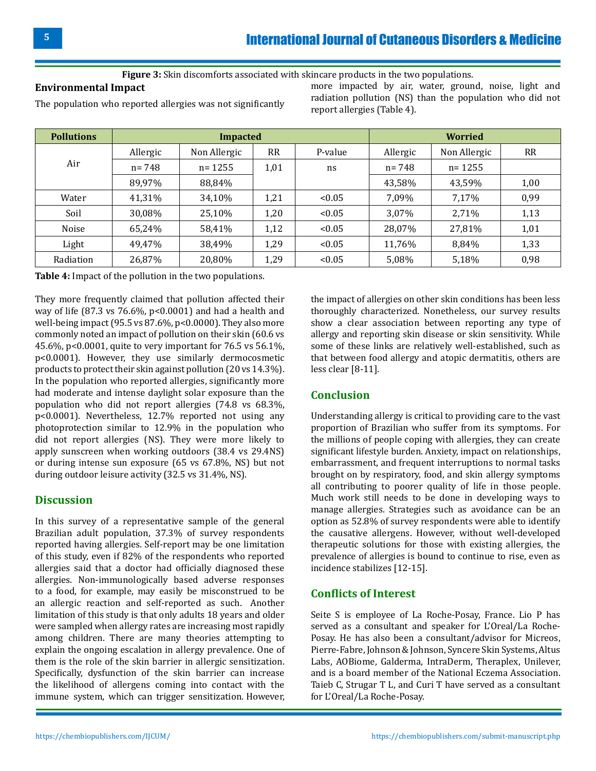**Figure 3:** Skin discomforts associated with skincare products in the two populations.

## Environmental Impact

The population who reported allergies was not significantly more impacted by air, water, ground, noise, light and radiation pollution (NS) than the population who did not report allergies (Table 4).

| Pollutions | Impacted | | | | Worried | | |
|---|---|---|---|---|---|---|---|
| | Allergic | Non Allergic | RR | P-value | Allergic | Non Allergic | RR |
| Air | n= 748 | n= 1255 | 1,01 | ns | n= 748 | n= 1255 | |
| | 89,97% | 88,84% | | | 43,58% | 43,59% | 1,00 |
| Water | 41,31% | 34,10% | 1,21 | <0.05 | 7,09% | 7,17% | 0,99 |
| Soil | 30,08% | 25,10% | 1,20 | <0.05 | 3,07% | 2,71% | 1,13 |
| Noise | 65,24% | 58,41% | 1,12 | <0.05 | 28,07% | 27,81% | 1,01 |
| Light | 49,47% | 38,49% | 1,29 | <0.05 | 11,76% | 8,84% | 1,33 |
| Radiation | 26,87% | 20,80% | 1,29 | <0.05 | 5,08% | 5,18% | 0,98 |

**Table 4:** Impact of the pollution in the two populations.

They more frequently claimed that pollution affected their way of life (87.3 vs 76.6%, $p<0.0001$) and had a health and well-being impact (95.5 vs 87.6%, $p<0.0000$). They also more commonly noted an impact of pollution on their skin (60.6 vs 45.6%, $p<0.0001$, quite to very important for 76.5 vs 56.1%, $p<0.0001$). However, they use similarly dermocosmetic products to protect their skin against pollution (20 vs 14.3%). In the population who reported allergies, significantly more had moderate and intense daylight solar exposure than the population who did not report allergies (74.8 vs 68.3%, $p<0.0001$). Nevertheless, 12.7% reported not using any photoprotection similar to 12.9% in the population who did not report allergies (NS). They were more likely to apply sunscreen when working outdoors (38.4 vs 29.4NS) or during intense sun exposure (65 vs 67.8%, NS) but not during outdoor leisure activity (32.5 vs 31.4%, NS).

## Discussion

In this survey of a representative sample of the general Brazilian adult population, 37.3% of survey respondents reported having allergies. Self-report may be one limitation of this study, even if 82% of the respondents who reported allergies said that a doctor had officially diagnosed these allergies. Non-immunologically based adverse responses to a food, for example, may easily be misconstrued to be an allergic reaction and self-reported as such. Another limitation of this study is that only adults 18 years and older were sampled when allergy rates are increasing most rapidly among children. There are many theories attempting to explain the ongoing escalation in allergy prevalence. One of them is the role of the skin barrier in allergic sensitization. Specifically, dysfunction of the skin barrier can increase the likelihood of allergens coming into contact with the immune system, which can trigger sensitization. However, the impact of allergies on other skin conditions has been less thoroughly characterized. Nonetheless, our survey results show a clear association between reporting any type of allergy and reporting skin disease or skin sensitivity. While some of these links are relatively well-established, such as that between food allergy and atopic dermatitis, others are less clear [8-11].

## Conclusion

Understanding allergy is critical to providing care to the vast proportion of Brazilian who suffer from its symptoms. For the millions of people coping with allergies, they can create significant lifestyle burden. Anxiety, impact on relationships, embarrassment, and frequent interruptions to normal tasks brought on by respiratory, food, and skin allergy symptoms all contributing to poorer quality of life in those people. Much work still needs to be done in developing ways to manage allergies. Strategies such as avoidance can be an option as 52.8% of survey respondents were able to identify the causative allergens. However, without well-developed therapeutic solutions for those with existing allergies, the prevalence of allergies is bound to continue to rise, even as incidence stabilizes [12-15].

## Conflicts of Interest

Seite S is employee of La Roche-Posay, France. Lio P has served as a consultant and speaker for L'Oreal/La Roche-Posay. He has also been a consultant/advisor for Micreos, Pierre-Fabre, Johnson & Johnson, Syncere Skin Systems, Altus Labs, AOBiome, Galderma, IntraDerm, Theraplex, Unilever, and is a board member of the National Eczema Association. Taieb C, Strugar T L, and Curi T have served as a consultant for L'Oreal/La Roche-Posay.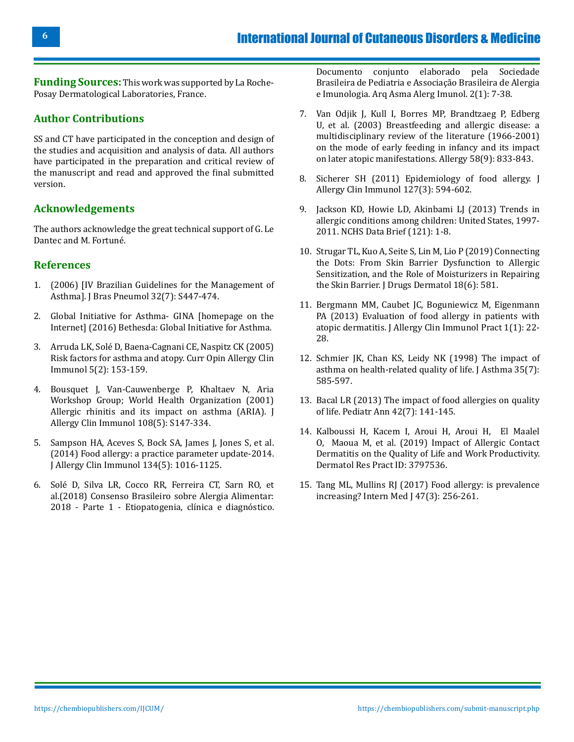**Funding Sources:** This work was supported by La Roche-Posay Dermatological Laboratories, France.

## Author Contributions

SS and CT have participated in the conception and design of the studies and acquisition and analysis of data. All authors have participated in the preparation and critical review of the manuscript and read and approved the final submitted version.

## Acknowledgements

The authors acknowledge the great technical support of G. Le Dantec and M. Fortuné.

## References

1. (2006) [IV Brazilian Guidelines for the Management of Asthma]. J Bras Pneumol 32(7): S447-474.
2. Global Initiative for Asthma- GINA [homepage on the Internet] (2016) Bethesda: Global Initiative for Asthma.
3. Arruda LK, Solé D, Baena-Cagnani CE, Naspitz CK (2005) Risk factors for asthma and atopy. Curr Opin Allergy Clin Immunol 5(2): 153-159.
4. Bousquet J, Van-Cauwenberge P, Khaltaev N, Aria Workshop Group; World Health Organization (2001) Allergic rhinitis and its impact on asthma (ARIA). J Allergy Clin Immunol 108(5): S147-334.
5. Sampson HA, Aceves S, Bock SA, James J, Jones S, et al. (2014) Food allergy: a practice parameter update-2014. J Allergy Clin Immunol 134(5): 1016-1125.
6. Solé D, Silva LR, Cocco RR, Ferreira CT, Sarn RO, et al.(2018) Consenso Brasileiro sobre Alergia Alimentar: 2018 - Parte 1 - Etiopatogenia, clínica e diagnóstico. Documento conjunto elaborado pela Sociedade Brasileira de Pediatria e Associação Brasileira de Alergia e Imunologia. Arq Asma Alerg Imunol. 2(1): 7-38.
7. Van Odjik J, Kull I, Borres MP, Brandtzaeg P, Edberg U, et al. (2003) Breastfeeding and allergic disease: a multidisciplinary review of the literature (1966-2001) on the mode of early feeding in infancy and its impact on later atopic manifestations. Allergy 58(9): 833-843.
8. Sicherer SH (2011) Epidemiology of food allergy. J Allergy Clin Immunol 127(3): 594-602.
9. Jackson KD, Howie LD, Akinbami LJ (2013) Trends in allergic conditions among children: United States, 1997-2011. NCHS Data Brief (121): 1-8.
10. Strugar TL, Kuo A, Seite S, Lin M, Lio P (2019) Connecting the Dots: From Skin Barrier Dysfunction to Allergic Sensitization, and the Role of Moisturizers in Repairing the Skin Barrier. J Drugs Dermatol 18(6): 581.
11. Bergmann MM, Caubet JC, Boguniewicz M, Eigenmann PA (2013) Evaluation of food allergy in patients with atopic dermatitis. J Allergy Clin Immunol Pract 1(1): 22-28.
12. Schmier JK, Chan KS, Leidy NK (1998) The impact of asthma on health-related quality of life. J Asthma 35(7): 585-597.
13. Bacal LR (2013) The impact of food allergies on quality of life. Pediatr Ann 42(7): 141-145.
14. Kalboussi H, Kacem I, Aroui H, Aroui H, El Maalel O, Maoua M, et al. (2019) Impact of Allergic Contact Dermatitis on the Quality of Life and Work Productivity. Dermatol Res Pract ID: 3797536.
15. Tang ML, Mullins RJ (2017) Food allergy: is prevalence increasing? Intern Med J 47(3): 256-261.